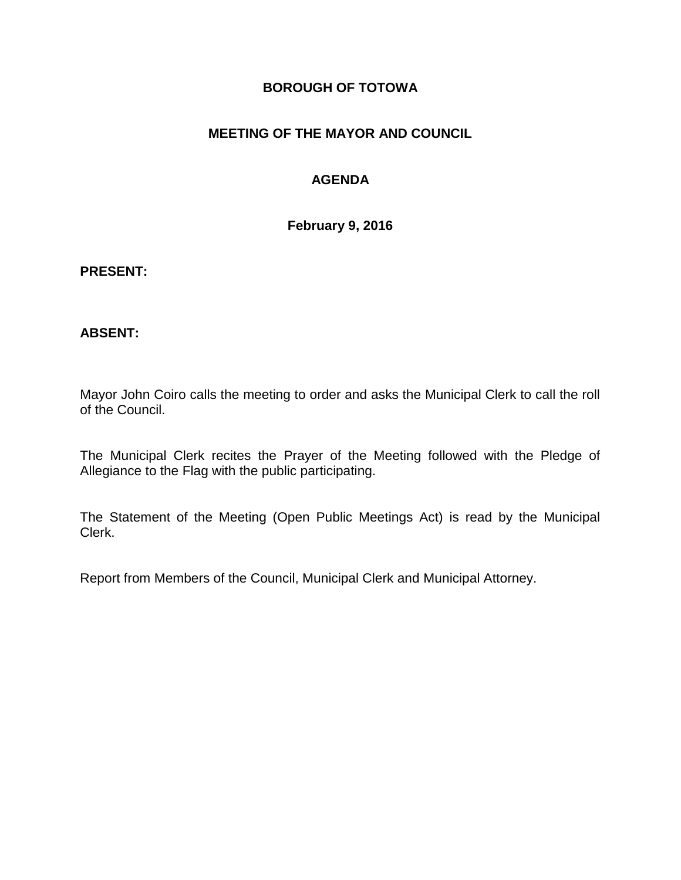**BOROUGH OF TOTOWA**

**MEETING OF THE MAYOR AND COUNCIL**

**AGENDA**

**February 9, 2016**

**PRESENT:**

**ABSENT:**

Mayor John Coiro calls the meeting to order and asks the Municipal Clerk to call the roll of the Council.

The Municipal Clerk recites the Prayer of the Meeting followed with the Pledge of Allegiance to the Flag with the public participating.

The Statement of the Meeting (Open Public Meetings Act) is read by the Municipal Clerk.

Report from Members of the Council, Municipal Clerk and Municipal Attorney.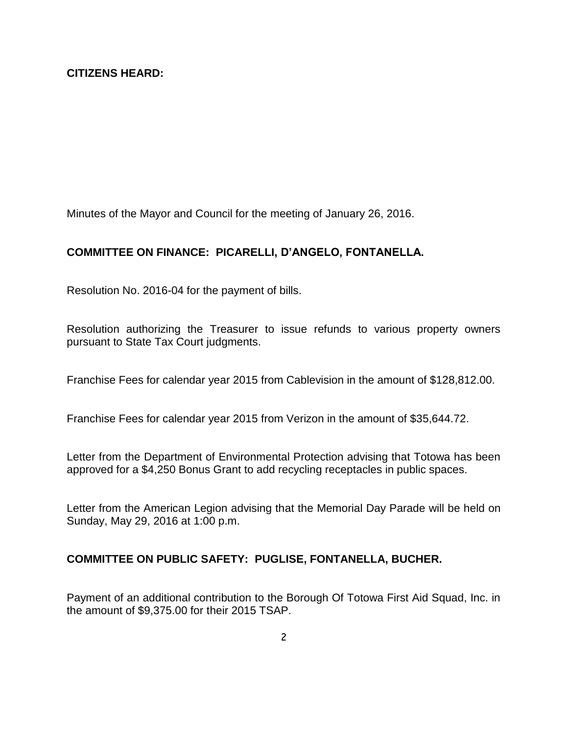**CITIZENS HEARD:**

Minutes of the Mayor and Council for the meeting of January 26, 2016.

**COMMITTEE ON FINANCE: PICARELLI, D'ANGELO, FONTANELLA.**

Resolution No. 2016-04 for the payment of bills.

Resolution authorizing the Treasurer to issue refunds to various property owners pursuant to State Tax Court judgments.

Franchise Fees for calendar year 2015 from Cablevision in the amount of $128,812.00.

Franchise Fees for calendar year 2015 from Verizon in the amount of $35,644.72.

Letter from the Department of Environmental Protection advising that Totowa has been approved for a $4,250 Bonus Grant to add recycling receptacles in public spaces.

Letter from the American Legion advising that the Memorial Day Parade will be held on Sunday, May 29, 2016 at 1:00 p.m.

**COMMITTEE ON PUBLIC SAFETY: PUGLISE, FONTANELLA, BUCHER.**

Payment of an additional contribution to the Borough Of Totowa First Aid Squad, Inc. in the amount of $9,375.00 for their 2015 TSAP.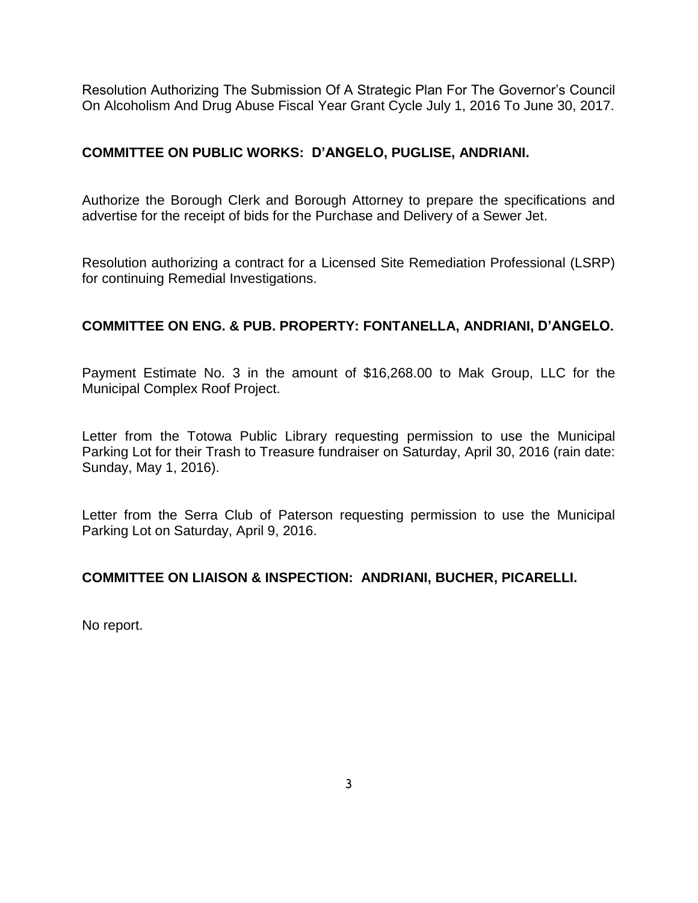Resolution Authorizing The Submission Of A Strategic Plan For The Governor's Council On Alcoholism And Drug Abuse Fiscal Year Grant Cycle July 1, 2016 To June 30, 2017.

**COMMITTEE ON PUBLIC WORKS: D'ANGELO, PUGLISE, ANDRIANI.**

Authorize the Borough Clerk and Borough Attorney to prepare the specifications and advertise for the receipt of bids for the Purchase and Delivery of a Sewer Jet.

Resolution authorizing a contract for a Licensed Site Remediation Professional (LSRP) for continuing Remedial Investigations.

**COMMITTEE ON ENG. & PUB. PROPERTY: FONTANELLA, ANDRIANI, D'ANGELO.**

Payment Estimate No. 3 in the amount of $16,268.00 to Mak Group, LLC for the Municipal Complex Roof Project.

Letter from the Totowa Public Library requesting permission to use the Municipal Parking Lot for their Trash to Treasure fundraiser on Saturday, April 30, 2016 (rain date: Sunday, May 1, 2016).

Letter from the Serra Club of Paterson requesting permission to use the Municipal Parking Lot on Saturday, April 9, 2016.

**COMMITTEE ON LIAISON & INSPECTION: ANDRIANI, BUCHER, PICARELLI.**

No report.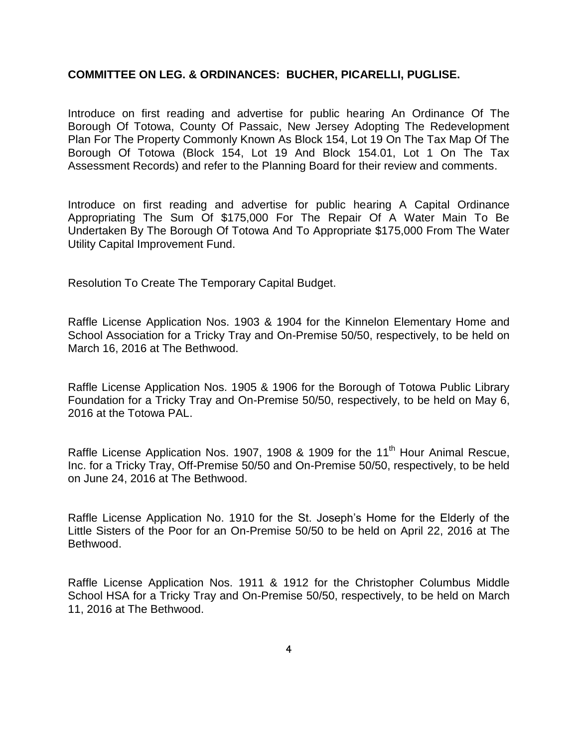**COMMITTEE ON LEG. & ORDINANCES: BUCHER, PICARELLI, PUGLISE.**

Introduce on first reading and advertise for public hearing An Ordinance Of The Borough Of Totowa, County Of Passaic, New Jersey Adopting The Redevelopment Plan For The Property Commonly Known As Block 154, Lot 19 On The Tax Map Of The Borough Of Totowa (Block 154, Lot 19 And Block 154.01, Lot 1 On The Tax Assessment Records) and refer to the Planning Board for their review and comments.

Introduce on first reading and advertise for public hearing A Capital Ordinance Appropriating The Sum Of $175,000 For The Repair Of A Water Main To Be Undertaken By The Borough Of Totowa And To Appropriate $175,000 From The Water Utility Capital Improvement Fund.

Resolution To Create The Temporary Capital Budget.

Raffle License Application Nos. 1903 & 1904 for the Kinnelon Elementary Home and School Association for a Tricky Tray and On-Premise 50/50, respectively, to be held on March 16, 2016 at The Bethwood.

Raffle License Application Nos. 1905 & 1906 for the Borough of Totowa Public Library Foundation for a Tricky Tray and On-Premise 50/50, respectively, to be held on May 6, 2016 at the Totowa PAL.

Raffle License Application Nos. 1907, 1908 & 1909 for the 11th Hour Animal Rescue, Inc. for a Tricky Tray, Off-Premise 50/50 and On-Premise 50/50, respectively, to be held on June 24, 2016 at The Bethwood.

Raffle License Application No. 1910 for the St. Joseph's Home for the Elderly of the Little Sisters of the Poor for an On-Premise 50/50 to be held on April 22, 2016 at The Bethwood.

Raffle License Application Nos. 1911 & 1912 for the Christopher Columbus Middle School HSA for a Tricky Tray and On-Premise 50/50, respectively, to be held on March 11, 2016 at The Bethwood.